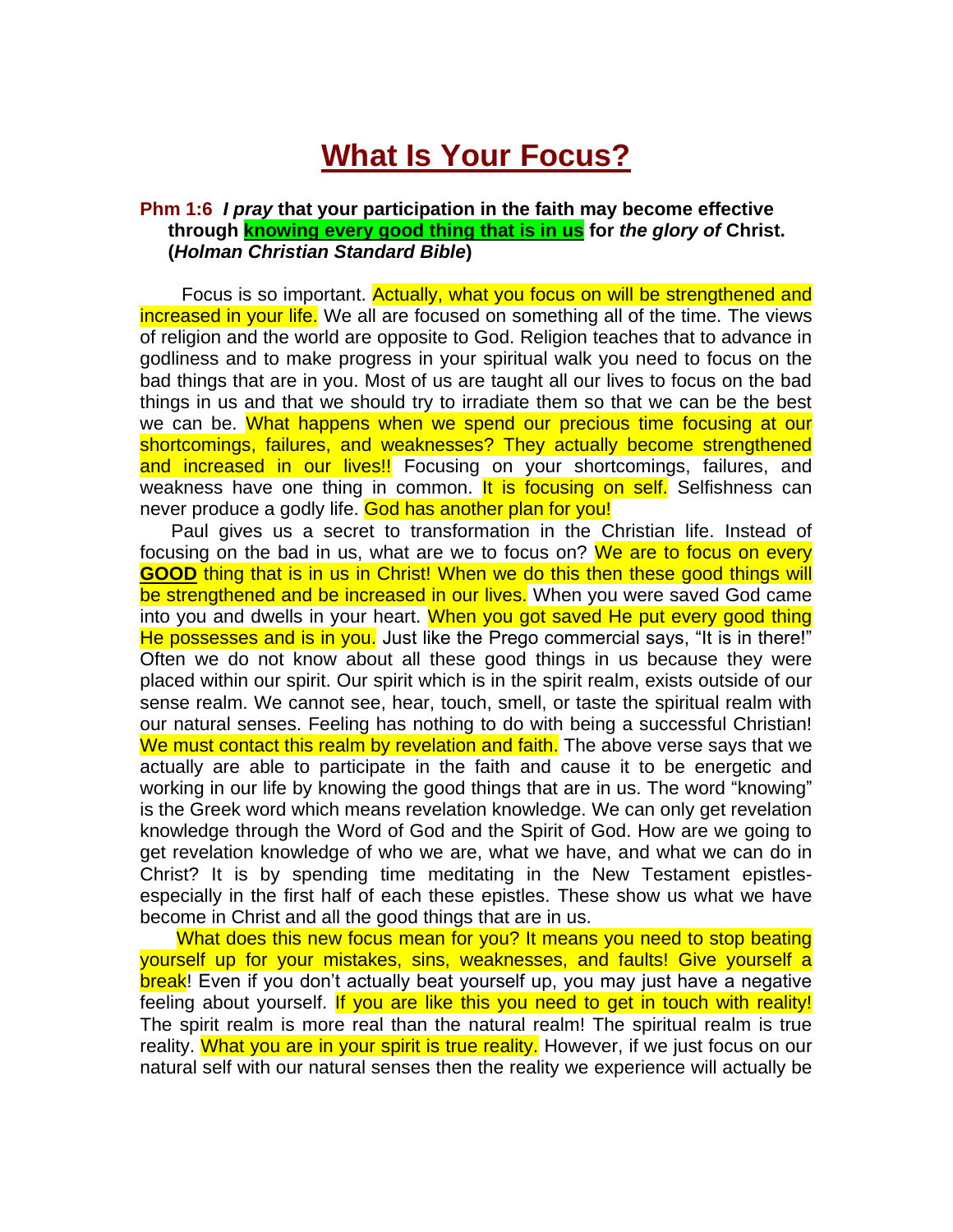# What Is Your Focus?

**Phm 1:6 *I pray* that your participation in the faith may become effective through knowing every good thing that is in us for *the glory of* Christ. (*Holman Christian Standard Bible*)**

Focus is so important. Actually, what you focus on will be strengthened and increased in your life. We all are focused on something all of the time. The views of religion and the world are opposite to God. Religion teaches that to advance in godliness and to make progress in your spiritual walk you need to focus on the bad things that are in you. Most of us are taught all our lives to focus on the bad things in us and that we should try to irradiate them so that we can be the best we can be. What happens when we spend our precious time focusing at our shortcomings, failures, and weaknesses? They actually become strengthened and increased in our lives!! Focusing on your shortcomings, failures, and weakness have one thing in common. It is focusing on self. Selfishness can never produce a godly life. God has another plan for you!

Paul gives us a secret to transformation in the Christian life. Instead of focusing on the bad in us, what are we to focus on? We are to focus on every **GOOD** thing that is in us in Christ! When we do this then these good things will be strengthened and be increased in our lives. When you were saved God came into you and dwells in your heart. When you got saved He put every good thing He possesses and is in you. Just like the Prego commercial says, "It is in there!" Often we do not know about all these good things in us because they were placed within our spirit. Our spirit which is in the spirit realm, exists outside of our sense realm. We cannot see, hear, touch, smell, or taste the spiritual realm with our natural senses. Feeling has nothing to do with being a successful Christian! We must contact this realm by revelation and faith. The above verse says that we actually are able to participate in the faith and cause it to be energetic and working in our life by knowing the good things that are in us. The word "knowing" is the Greek word which means revelation knowledge. We can only get revelation knowledge through the Word of God and the Spirit of God. How are we going to get revelation knowledge of who we are, what we have, and what we can do in Christ? It is by spending time meditating in the New Testament epistles-especially in the first half of each these epistles. These show us what we have become in Christ and all the good things that are in us.

What does this new focus mean for you? It means you need to stop beating yourself up for your mistakes, sins, weaknesses, and faults! Give yourself a break! Even if you don't actually beat yourself up, you may just have a negative feeling about yourself. If you are like this you need to get in touch with reality! The spirit realm is more real than the natural realm! The spiritual realm is true reality. What you are in your spirit is true reality. However, if we just focus on our natural self with our natural senses then the reality we experience will actually be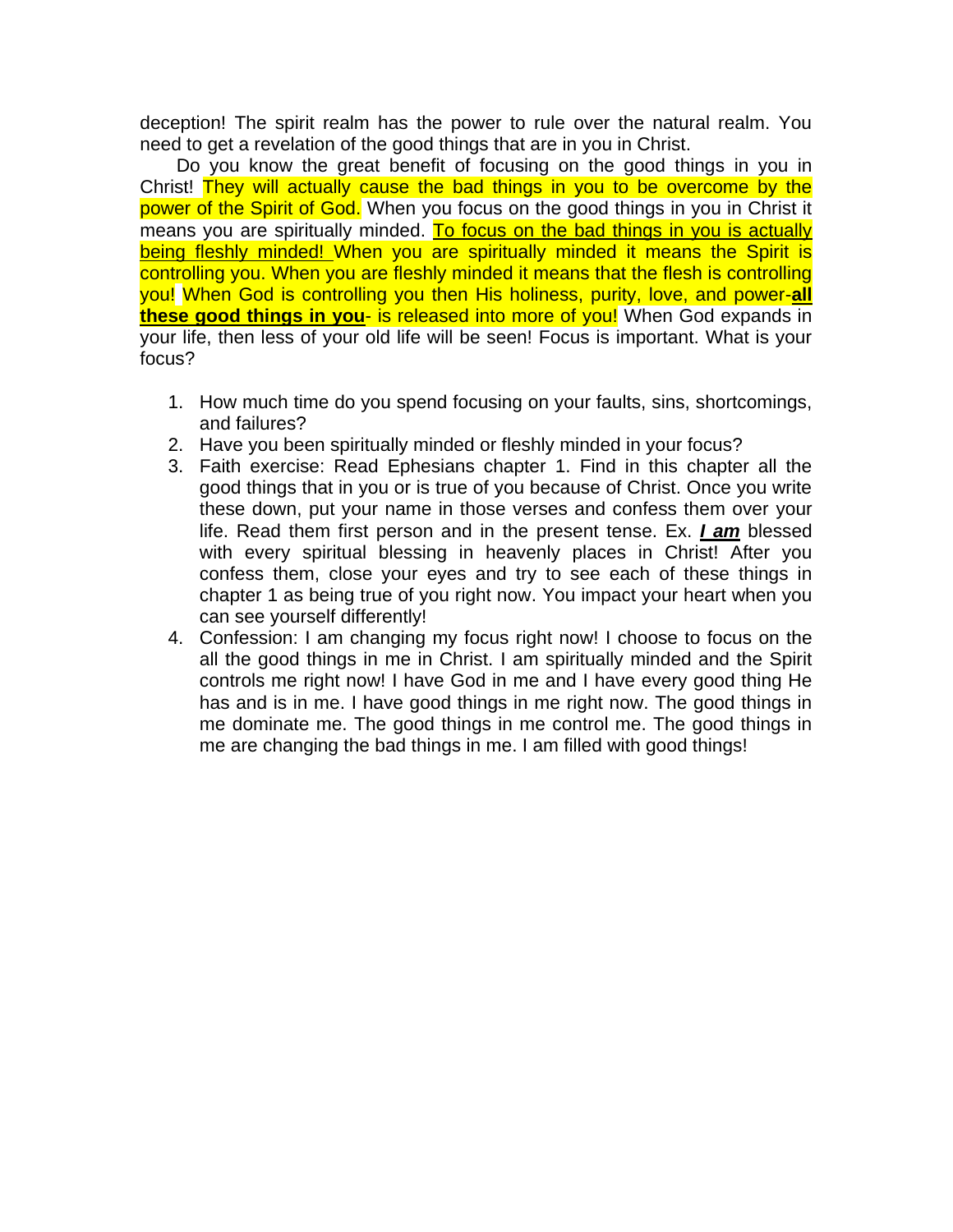deception! The spirit realm has the power to rule over the natural realm. You need to get a revelation of the good things that are in you in Christ.

Do you know the great benefit of focusing on the good things in you in Christ! They will actually cause the bad things in you to be overcome by the power of the Spirit of God. When you focus on the good things in you in Christ it means you are spiritually minded. <u>To focus on the bad things in you is actually being fleshly minded!</u> When you are spiritually minded it means the Spirit is controlling you. When you are fleshly minded it means that the flesh is controlling you! When God is controlling you then His holiness, purity, love, and power-**<u>all these good things in you</u>**- is released into more of you! When God expands in your life, then less of your old life will be seen! Focus is important. What is your focus?

1. How much time do you spend focusing on your faults, sins, shortcomings, and failures?
2. Have you been spiritually minded or fleshly minded in your focus?
3. Faith exercise: Read Ephesians chapter 1. Find in this chapter all the good things that in you or is true of you because of Christ. Once you write these down, put your name in those verses and confess them over your life. Read them first person and in the present tense. Ex. ***<u>I am</u>*** blessed with every spiritual blessing in heavenly places in Christ! After you confess them, close your eyes and try to see each of these things in chapter 1 as being true of you right now. You impact your heart when you can see yourself differently!
4. Confession: I am changing my focus right now! I choose to focus on the all the good things in me in Christ. I am spiritually minded and the Spirit controls me right now! I have God in me and I have every good thing He has and is in me. I have good things in me right now. The good things in me dominate me. The good things in me control me. The good things in me are changing the bad things in me. I am filled with good things!